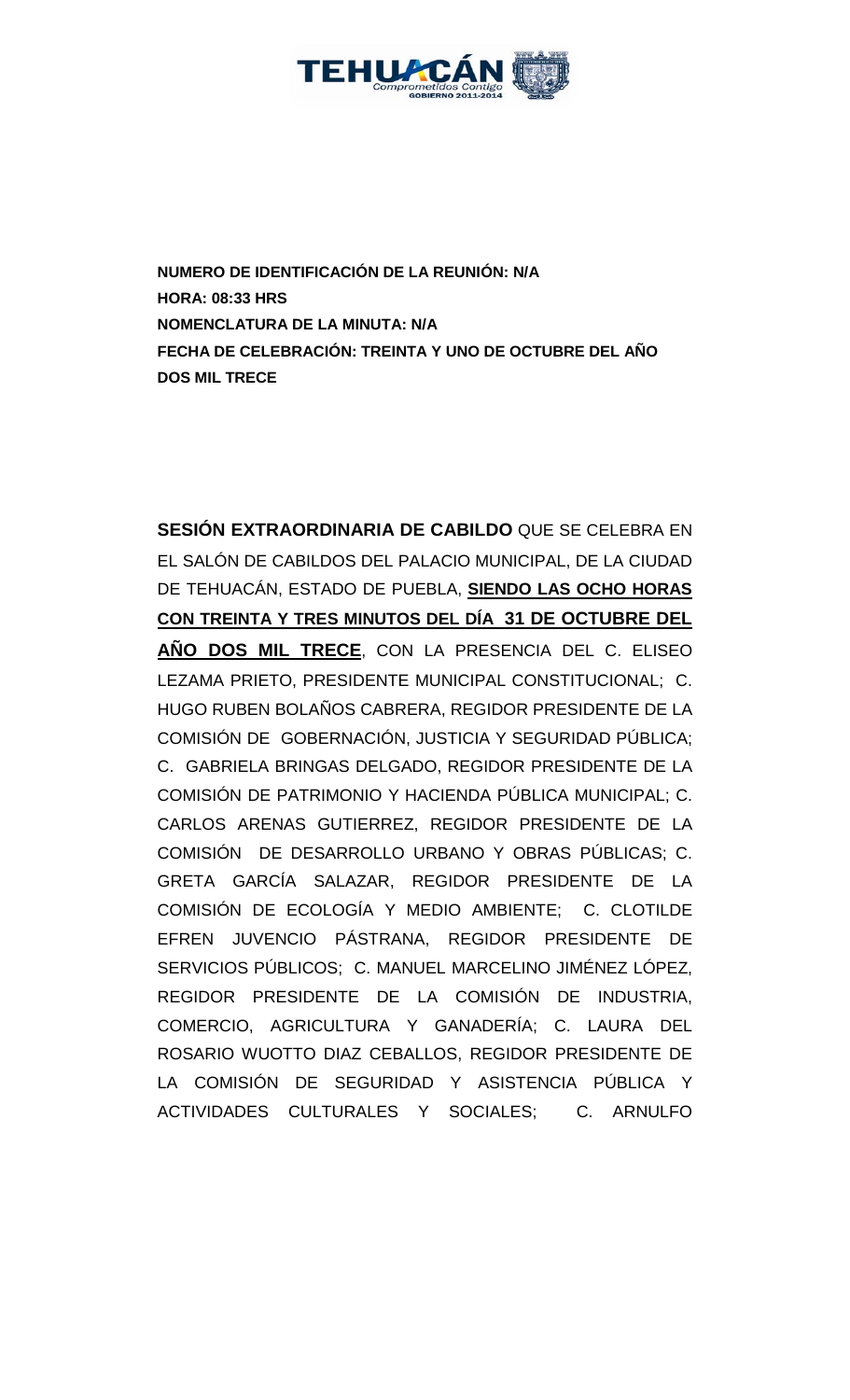**NUMERO DE IDENTIFICACIÓN DE LA REUNIÓN: N/A**
**HORA: 08:33 HRS**
**NOMENCLATURA DE LA MINUTA: N/A**
**FECHA DE CELEBRACIÓN: TREINTA Y UNO DE OCTUBRE DEL AÑO DOS MIL TRECE**

**SESIÓN EXTRAORDINARIA DE CABILDO** QUE SE CELEBRA EN EL SALÓN DE CABILDOS DEL PALACIO MUNICIPAL, DE LA CIUDAD DE TEHUACÁN, ESTADO DE PUEBLA, **SIENDO LAS OCHO HORAS CON TREINTA Y TRES MINUTOS DEL DÍA 31 DE OCTUBRE DEL AÑO DOS MIL TRECE**, CON LA PRESENCIA DEL C. ELISEO LEZAMA PRIETO, PRESIDENTE MUNICIPAL CONSTITUCIONAL; C. HUGO RUBEN BOLAÑOS CABRERA, REGIDOR PRESIDENTE DE LA COMISIÓN DE GOBERNACIÓN, JUSTICIA Y SEGURIDAD PÚBLICA; C. GABRIELA BRINGAS DELGADO, REGIDOR PRESIDENTE DE LA COMISIÓN DE PATRIMONIO Y HACIENDA PÚBLICA MUNICIPAL; C. CARLOS ARENAS GUTIERREZ, REGIDOR PRESIDENTE DE LA COMISIÓN DE DESARROLLO URBANO Y OBRAS PÚBLICAS; C. GRETA GARCÍA SALAZAR, REGIDOR PRESIDENTE DE LA COMISIÓN DE ECOLOGÍA Y MEDIO AMBIENTE; C. CLOTILDE EFREN JUVENCIO PÁSTRANA, REGIDOR PRESIDENTE DE SERVICIOS PÚBLICOS; C. MANUEL MARCELINO JIMÉNEZ LÓPEZ, REGIDOR PRESIDENTE DE LA COMISIÓN DE INDUSTRIA, COMERCIO, AGRICULTURA Y GANADERÍA; C. LAURA DEL ROSARIO WUOTTO DIAZ CEBALLOS, REGIDOR PRESIDENTE DE LA COMISIÓN DE SEGURIDAD Y ASISTENCIA PÚBLICA Y ACTIVIDADES CULTURALES Y SOCIALES; C. ARNULFO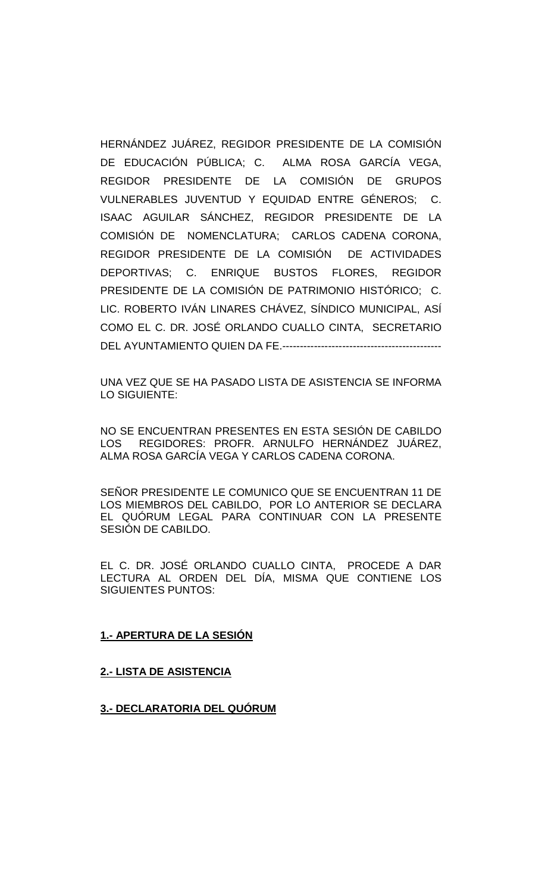HERNÁNDEZ JUÁREZ, REGIDOR PRESIDENTE DE LA COMISIÓN DE EDUCACIÓN PÚBLICA; C. ALMA ROSA GARCÍA VEGA, REGIDOR PRESIDENTE DE LA COMISIÓN DE GRUPOS VULNERABLES JUVENTUD Y EQUIDAD ENTRE GÉNEROS; C. ISAAC AGUILAR SÁNCHEZ, REGIDOR PRESIDENTE DE LA COMISIÓN DE NOMENCLATURA; CARLOS CADENA CORONA, REGIDOR PRESIDENTE DE LA COMISIÓN DE ACTIVIDADES DEPORTIVAS; C. ENRIQUE BUSTOS FLORES, REGIDOR PRESIDENTE DE LA COMISIÓN DE PATRIMONIO HISTÓRICO; C. LIC. ROBERTO IVÁN LINARES CHÁVEZ, SÍNDICO MUNICIPAL, ASÍ COMO EL C. DR. JOSÉ ORLANDO CUALLO CINTA, SECRETARIO DEL AYUNTAMIENTO QUIEN DA FE.---------------------------------------------

UNA VEZ QUE SE HA PASADO LISTA DE ASISTENCIA SE INFORMA LO SIGUIENTE:

NO SE ENCUENTRAN PRESENTES EN ESTA SESIÓN DE CABILDO LOS REGIDORES: PROFR. ARNULFO HERNÁNDEZ JUÁREZ, ALMA ROSA GARCÍA VEGA Y CARLOS CADENA CORONA.

SEÑOR PRESIDENTE LE COMUNICO QUE SE ENCUENTRAN 11 DE LOS MIEMBROS DEL CABILDO, POR LO ANTERIOR SE DECLARA EL QUÓRUM LEGAL PARA CONTINUAR CON LA PRESENTE SESIÓN DE CABILDO.

EL C. DR. JOSÉ ORLANDO CUALLO CINTA, PROCEDE A DAR LECTURA AL ORDEN DEL DÍA, MISMA QUE CONTIENE LOS SIGUIENTES PUNTOS:

**1.- APERTURA DE LA SESIÓN**

**2.- LISTA DE ASISTENCIA**

**3.- DECLARATORIA DEL QUÓRUM**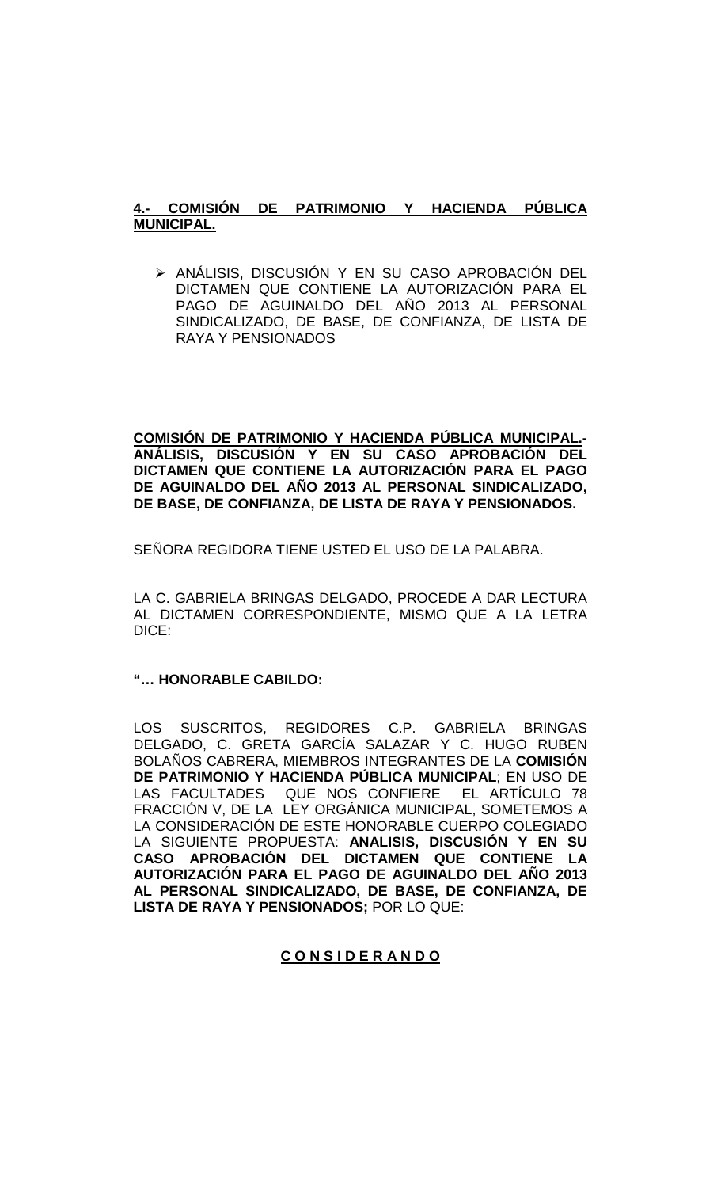**4.- COMISIÓN DE PATRIMONIO Y HACIENDA PÚBLICA MUNICIPAL.**

- ANÁLISIS, DISCUSIÓN Y EN SU CASO APROBACIÓN DEL DICTAMEN QUE CONTIENE LA AUTORIZACIÓN PARA EL PAGO DE AGUINALDO DEL AÑO 2013 AL PERSONAL SINDICALIZADO, DE BASE, DE CONFIANZA, DE LISTA DE RAYA Y PENSIONADOS

**COMISIÓN DE PATRIMONIO Y HACIENDA PÚBLICA MUNICIPAL.- ANÁLISIS, DISCUSIÓN Y EN SU CASO APROBACIÓN DEL DICTAMEN QUE CONTIENE LA AUTORIZACIÓN PARA EL PAGO DE AGUINALDO DEL AÑO 2013 AL PERSONAL SINDICALIZADO, DE BASE, DE CONFIANZA, DE LISTA DE RAYA Y PENSIONADOS.**

SEÑORA REGIDORA TIENE USTED EL USO DE LA PALABRA.

LA C. GABRIELA BRINGAS DELGADO, PROCEDE A DAR LECTURA AL DICTAMEN CORRESPONDIENTE, MISMO QUE A LA LETRA DICE:

**"… HONORABLE CABILDO:**

LOS SUSCRITOS, REGIDORES C.P. GABRIELA BRINGAS DELGADO, C. GRETA GARCÍA SALAZAR Y C. HUGO RUBEN BOLAÑOS CABRERA, MIEMBROS INTEGRANTES DE LA **COMISIÓN DE PATRIMONIO Y HACIENDA PÚBLICA MUNICIPAL**; EN USO DE LAS FACULTADES QUE NOS CONFIERE EL ARTÍCULO 78 FRACCIÓN V, DE LA LEY ORGÁNICA MUNICIPAL, SOMETEMOS A LA CONSIDERACIÓN DE ESTE HONORABLE CUERPO COLEGIADO LA SIGUIENTE PROPUESTA: **ANALISIS, DISCUSIÓN Y EN SU CASO APROBACIÓN DEL DICTAMEN QUE CONTIENE LA AUTORIZACIÓN PARA EL PAGO DE AGUINALDO DEL AÑO 2013 AL PERSONAL SINDICALIZADO, DE BASE, DE CONFIANZA, DE LISTA DE RAYA Y PENSIONADOS;** POR LO QUE:

**C O N S I D E R A N D O**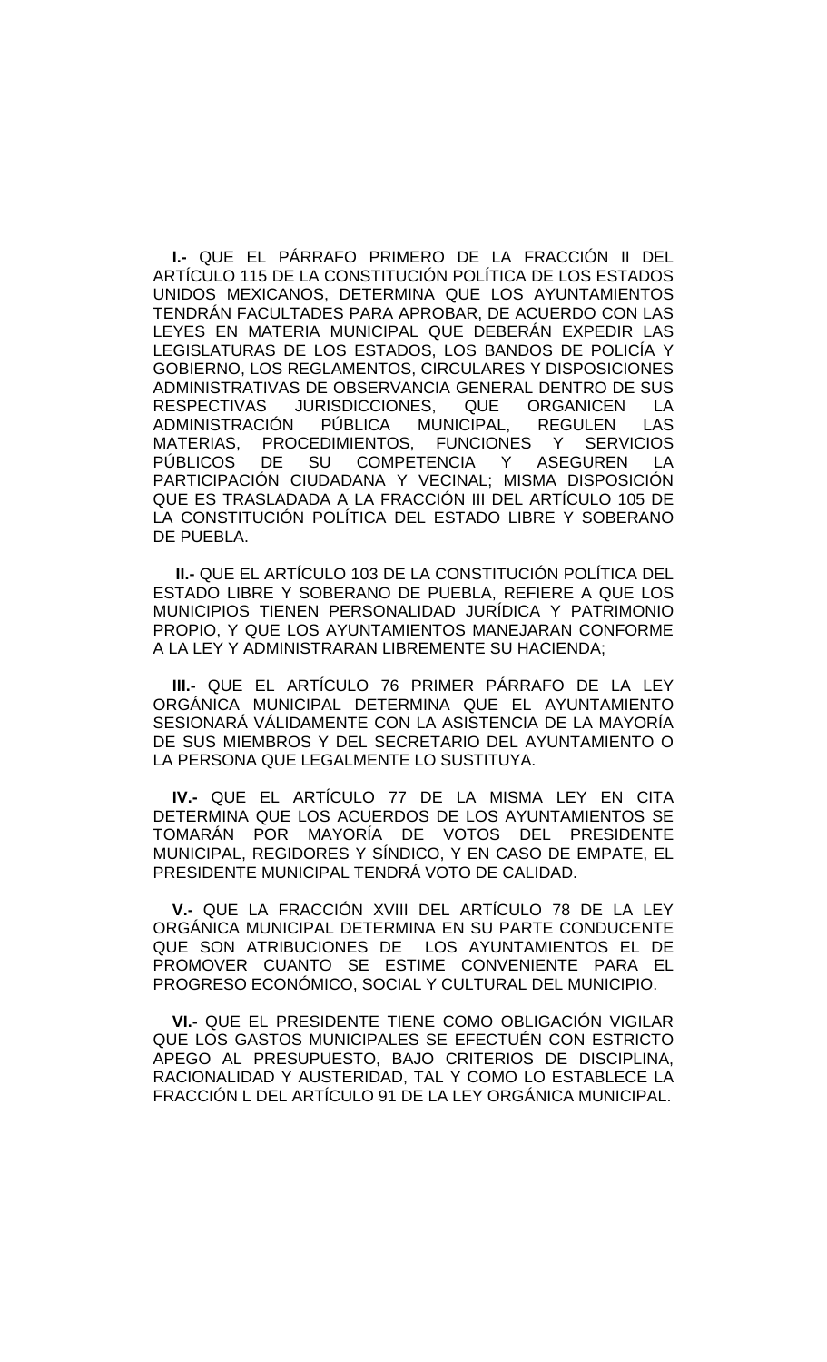**I.-** QUE EL PÁRRAFO PRIMERO DE LA FRACCIÓN II DEL ARTÍCULO 115 DE LA CONSTITUCIÓN POLÍTICA DE LOS ESTADOS UNIDOS MEXICANOS, DETERMINA QUE LOS AYUNTAMIENTOS TENDRÁN FACULTADES PARA APROBAR, DE ACUERDO CON LAS LEYES EN MATERIA MUNICIPAL QUE DEBERÁN EXPEDIR LAS LEGISLATURAS DE LOS ESTADOS, LOS BANDOS DE POLICÍA Y GOBIERNO, LOS REGLAMENTOS, CIRCULARES Y DISPOSICIONES ADMINISTRATIVAS DE OBSERVANCIA GENERAL DENTRO DE SUS RESPECTIVAS JURISDICCIONES, QUE ORGANICEN LA ADMINISTRACIÓN PÚBLICA MUNICIPAL, REGULEN LAS MATERIAS, PROCEDIMIENTOS, FUNCIONES Y SERVICIOS PÚBLICOS DE SU COMPETENCIA Y ASEGUREN LA PARTICIPACIÓN CIUDADANA Y VECINAL; MISMA DISPOSICIÓN QUE ES TRASLADADA A LA FRACCIÓN III DEL ARTÍCULO 105 DE LA CONSTITUCIÓN POLÍTICA DEL ESTADO LIBRE Y SOBERANO DE PUEBLA.

**II.-** QUE EL ARTÍCULO 103 DE LA CONSTITUCIÓN POLÍTICA DEL ESTADO LIBRE Y SOBERANO DE PUEBLA, REFIERE A QUE LOS MUNICIPIOS TIENEN PERSONALIDAD JURÍDICA Y PATRIMONIO PROPIO, Y QUE LOS AYUNTAMIENTOS MANEJARAN CONFORME A LA LEY Y ADMINISTRARAN LIBREMENTE SU HACIENDA;

**III.-** QUE EL ARTÍCULO 76 PRIMER PÁRRAFO DE LA LEY ORGÁNICA MUNICIPAL DETERMINA QUE EL AYUNTAMIENTO SESIONARÁ VÁLIDAMENTE CON LA ASISTENCIA DE LA MAYORÍA DE SUS MIEMBROS Y DEL SECRETARIO DEL AYUNTAMIENTO O LA PERSONA QUE LEGALMENTE LO SUSTITUYA.

**IV.-** QUE EL ARTÍCULO 77 DE LA MISMA LEY EN CITA DETERMINA QUE LOS ACUERDOS DE LOS AYUNTAMIENTOS SE TOMARÁN POR MAYORÍA DE VOTOS DEL PRESIDENTE MUNICIPAL, REGIDORES Y SÍNDICO, Y EN CASO DE EMPATE, EL PRESIDENTE MUNICIPAL TENDRÁ VOTO DE CALIDAD.

**V.-** QUE LA FRACCIÓN XVIII DEL ARTÍCULO 78 DE LA LEY ORGÁNICA MUNICIPAL DETERMINA EN SU PARTE CONDUCENTE QUE SON ATRIBUCIONES DE LOS AYUNTAMIENTOS EL DE PROMOVER CUANTO SE ESTIME CONVENIENTE PARA EL PROGRESO ECONÓMICO, SOCIAL Y CULTURAL DEL MUNICIPIO.

**VI.-** QUE EL PRESIDENTE TIENE COMO OBLIGACIÓN VIGILAR QUE LOS GASTOS MUNICIPALES SE EFECTUÉN CON ESTRICTO APEGO AL PRESUPUESTO, BAJO CRITERIOS DE DISCIPLINA, RACIONALIDAD Y AUSTERIDAD, TAL Y COMO LO ESTABLECE LA FRACCIÓN L DEL ARTÍCULO 91 DE LA LEY ORGÁNICA MUNICIPAL.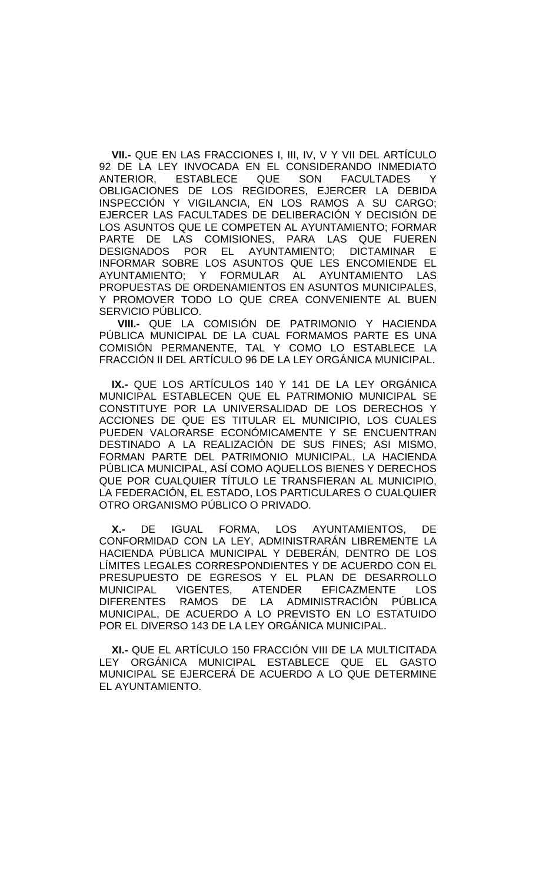**VII.-** QUE EN LAS FRACCIONES I, III, IV, V Y VII DEL ARTÍCULO 92 DE LA LEY INVOCADA EN EL CONSIDERANDO INMEDIATO ANTERIOR, ESTABLECE QUE SON FACULTADES Y OBLIGACIONES DE LOS REGIDORES, EJERCER LA DEBIDA INSPECCIÓN Y VIGILANCIA, EN LOS RAMOS A SU CARGO; EJERCER LAS FACULTADES DE DELIBERACIÓN Y DECISIÓN DE LOS ASUNTOS QUE LE COMPETEN AL AYUNTAMIENTO; FORMAR PARTE DE LAS COMISIONES, PARA LAS QUE FUEREN DESIGNADOS POR EL AYUNTAMIENTO; DICTAMINAR E INFORMAR SOBRE LOS ASUNTOS QUE LES ENCOMIENDE EL AYUNTAMIENTO; Y FORMULAR AL AYUNTAMIENTO LAS PROPUESTAS DE ORDENAMIENTOS EN ASUNTOS MUNICIPALES, Y PROMOVER TODO LO QUE CREA CONVENIENTE AL BUEN SERVICIO PÚBLICO.

**VIII.-** QUE LA COMISIÓN DE PATRIMONIO Y HACIENDA PÚBLICA MUNICIPAL DE LA CUAL FORMAMOS PARTE ES UNA COMISIÓN PERMANENTE, TAL Y COMO LO ESTABLECE LA FRACCIÓN II DEL ARTÍCULO 96 DE LA LEY ORGÁNICA MUNICIPAL.

**IX.-** QUE LOS ARTÍCULOS 140 Y 141 DE LA LEY ORGÁNICA MUNICIPAL ESTABLECEN QUE EL PATRIMONIO MUNICIPAL SE CONSTITUYE POR LA UNIVERSALIDAD DE LOS DERECHOS Y ACCIONES DE QUE ES TITULAR EL MUNICIPIO, LOS CUALES PUEDEN VALORARSE ECONÓMICAMENTE Y SE ENCUENTRAN DESTINADO A LA REALIZACIÓN DE SUS FINES; ASI MISMO, FORMAN PARTE DEL PATRIMONIO MUNICIPAL, LA HACIENDA PÚBLICA MUNICIPAL, ASÍ COMO AQUELLOS BIENES Y DERECHOS QUE POR CUALQUIER TÍTULO LE TRANSFIERAN AL MUNICIPIO, LA FEDERACIÓN, EL ESTADO, LOS PARTICULARES O CUALQUIER OTRO ORGANISMO PÚBLICO O PRIVADO.

**X.-** DE IGUAL FORMA, LOS AYUNTAMIENTOS, DE CONFORMIDAD CON LA LEY, ADMINISTRARÁN LIBREMENTE LA HACIENDA PÚBLICA MUNICIPAL Y DEBERÁN, DENTRO DE LOS LÍMITES LEGALES CORRESPONDIENTES Y DE ACUERDO CON EL PRESUPUESTO DE EGRESOS Y EL PLAN DE DESARROLLO MUNICIPAL VIGENTES, ATENDER EFICAZMENTE LOS DIFERENTES RAMOS DE LA ADMINISTRACIÓN PÚBLICA MUNICIPAL, DE ACUERDO A LO PREVISTO EN LO ESTATUIDO POR EL DIVERSO 143 DE LA LEY ORGÁNICA MUNICIPAL.

**XI.-** QUE EL ARTÍCULO 150 FRACCIÓN VIII DE LA MULTICITADA LEY ORGÁNICA MUNICIPAL ESTABLECE QUE EL GASTO MUNICIPAL SE EJERCERÁ DE ACUERDO A LO QUE DETERMINE EL AYUNTAMIENTO.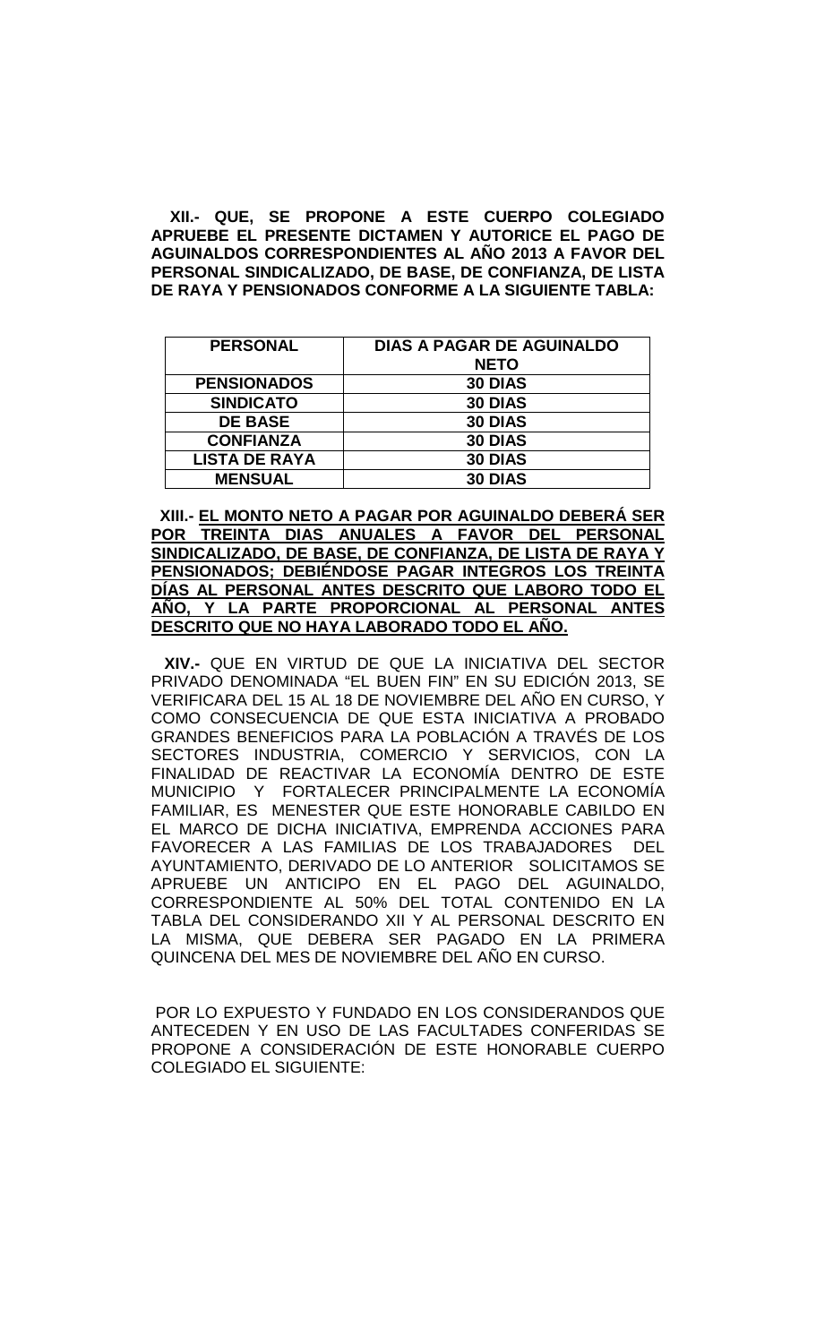**XII.- QUE, SE PROPONE A ESTE CUERPO COLEGIADO APRUEBE EL PRESENTE DICTAMEN Y AUTORICE EL PAGO DE AGUINALDOS CORRESPONDIENTES AL AÑO 2013 A FAVOR DEL PERSONAL SINDICALIZADO, DE BASE, DE CONFIANZA, DE LISTA DE RAYA Y PENSIONADOS CONFORME A LA SIGUIENTE TABLA:**

| PERSONAL | DIAS A PAGAR DE AGUINALDO NETO |
|---|---|
| PENSIONADOS | 30 DIAS |
| SINDICATO | 30 DIAS |
| DE BASE | 30 DIAS |
| CONFIANZA | 30 DIAS |
| LISTA DE RAYA | 30 DIAS |
| MENSUAL | 30 DIAS |

**XIII.-** **<u>EL MONTO NETO A PAGAR POR AGUINALDO DEBERÁ SER POR TREINTA DIAS ANUALES A FAVOR DEL PERSONAL SINDICALIZADO, DE BASE, DE CONFIANZA, DE LISTA DE RAYA Y PENSIONADOS; DEBIÉNDOSE PAGAR INTEGROS LOS TREINTA DÍAS AL PERSONAL ANTES DESCRITO QUE LABORO TODO EL AÑO, Y LA PARTE PROPORCIONAL AL PERSONAL ANTES DESCRITO QUE NO HAYA LABORADO TODO EL AÑO.</u>**

**XIV.-** QUE EN VIRTUD DE QUE LA INICIATIVA DEL SECTOR PRIVADO DENOMINADA "EL BUEN FIN" EN SU EDICIÓN 2013, SE VERIFICARA DEL 15 AL 18 DE NOVIEMBRE DEL AÑO EN CURSO, Y COMO CONSECUENCIA DE QUE ESTA INICIATIVA A PROBADO GRANDES BENEFICIOS PARA LA POBLACIÓN A TRAVÉS DE LOS SECTORES INDUSTRIA, COMERCIO Y SERVICIOS, CON LA FINALIDAD DE REACTIVAR LA ECONOMÍA DENTRO DE ESTE MUNICIPIO Y FORTALECER PRINCIPALMENTE LA ECONOMÍA FAMILIAR, ES MENESTER QUE ESTE HONORABLE CABILDO EN EL MARCO DE DICHA INICIATIVA, EMPRENDA ACCIONES PARA FAVORECER A LAS FAMILIAS DE LOS TRABAJADORES DEL AYUNTAMIENTO, DERIVADO DE LO ANTERIOR SOLICITAMOS SE APRUEBE UN ANTICIPO EN EL PAGO DEL AGUINALDO, CORRESPONDIENTE AL 50% DEL TOTAL CONTENIDO EN LA TABLA DEL CONSIDERANDO XII Y AL PERSONAL DESCRITO EN LA MISMA, QUE DEBERA SER PAGADO EN LA PRIMERA QUINCENA DEL MES DE NOVIEMBRE DEL AÑO EN CURSO.

POR LO EXPUESTO Y FUNDADO EN LOS CONSIDERANDOS QUE ANTECEDEN Y EN USO DE LAS FACULTADES CONFERIDAS SE PROPONE A CONSIDERACIÓN DE ESTE HONORABLE CUERPO COLEGIADO EL SIGUIENTE: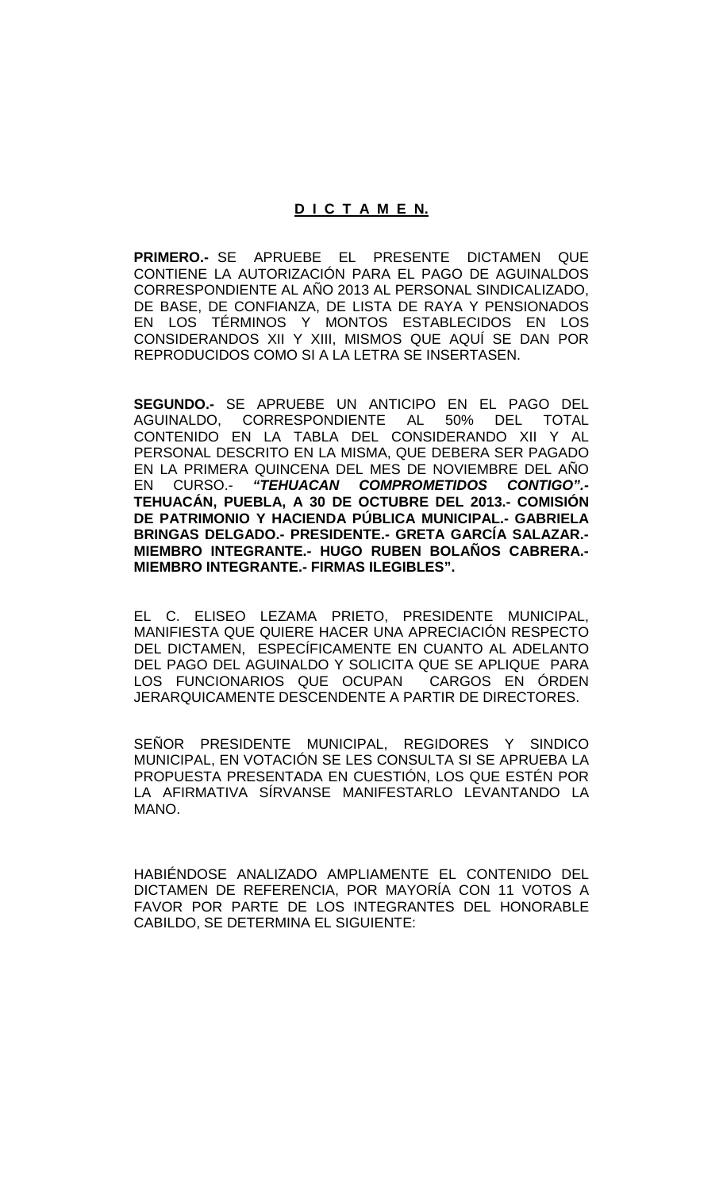**<u>D I C T A M E N.</u>**

**PRIMERO.-** SE APRUEBE EL PRESENTE DICTAMEN QUE CONTIENE LA AUTORIZACIÓN PARA EL PAGO DE AGUINALDOS CORRESPONDIENTE AL AÑO 2013 AL PERSONAL SINDICALIZADO, DE BASE, DE CONFIANZA, DE LISTA DE RAYA Y PENSIONADOS EN LOS TÉRMINOS Y MONTOS ESTABLECIDOS EN LOS CONSIDERANDOS XII Y XIII, MISMOS QUE AQUÍ SE DAN POR REPRODUCIDOS COMO SI A LA LETRA SE INSERTASEN.

**SEGUNDO.-** SE APRUEBE UN ANTICIPO EN EL PAGO DEL AGUINALDO, CORRESPONDIENTE AL 50% DEL TOTAL CONTENIDO EN LA TABLA DEL CONSIDERANDO XII Y AL PERSONAL DESCRITO EN LA MISMA, QUE DEBERA SER PAGADO EN LA PRIMERA QUINCENA DEL MES DE NOVIEMBRE DEL AÑO EN CURSO.- ***"TEHUACAN COMPROMETIDOS CONTIGO".-*** **TEHUACÁN, PUEBLA, A 30 DE OCTUBRE DEL 2013.- COMISIÓN DE PATRIMONIO Y HACIENDA PÚBLICA MUNICIPAL.- GABRIELA BRINGAS DELGADO.- PRESIDENTE.- GRETA GARCÍA SALAZAR.- MIEMBRO INTEGRANTE.- HUGO RUBEN BOLAÑOS CABRERA.- MIEMBRO INTEGRANTE.- FIRMAS ILEGIBLES".**

EL C. ELISEO LEZAMA PRIETO, PRESIDENTE MUNICIPAL, MANIFIESTA QUE QUIERE HACER UNA APRECIACIÓN RESPECTO DEL DICTAMEN, ESPECÍFICAMENTE EN CUANTO AL ADELANTO DEL PAGO DEL AGUINALDO Y SOLICITA QUE SE APLIQUE PARA LOS FUNCIONARIOS QUE OCUPAN CARGOS EN ÓRDEN JERARQUICAMENTE DESCENDENTE A PARTIR DE DIRECTORES.

SEÑOR PRESIDENTE MUNICIPAL, REGIDORES Y SINDICO MUNICIPAL, EN VOTACIÓN SE LES CONSULTA SI SE APRUEBA LA PROPUESTA PRESENTADA EN CUESTIÓN, LOS QUE ESTÉN POR LA AFIRMATIVA SÍRVANSE MANIFESTARLO LEVANTANDO LA MANO.

HABIÉNDOSE ANALIZADO AMPLIAMENTE EL CONTENIDO DEL DICTAMEN DE REFERENCIA, POR MAYORÍA CON 11 VOTOS A FAVOR POR PARTE DE LOS INTEGRANTES DEL HONORABLE CABILDO, SE DETERMINA EL SIGUIENTE: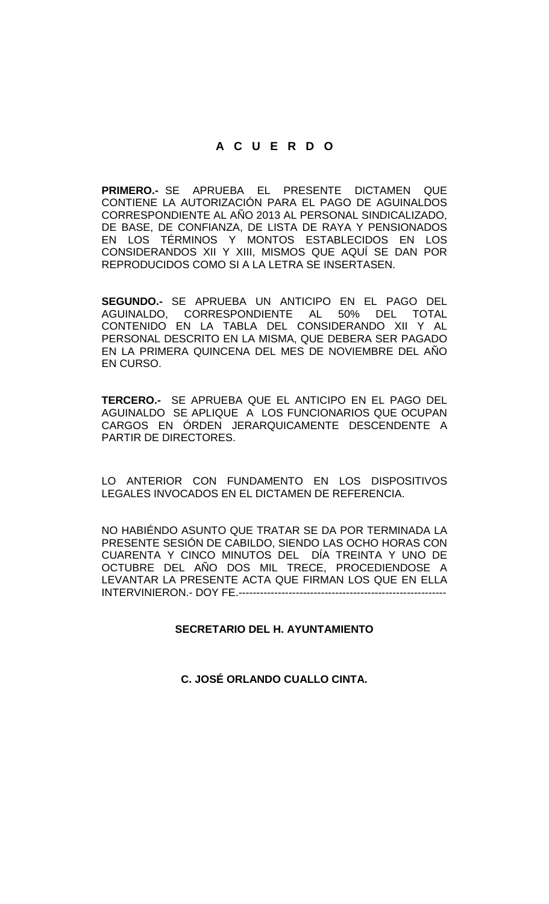# A C U E R D O

**PRIMERO.-** SE APRUEBA EL PRESENTE DICTAMEN QUE CONTIENE LA AUTORIZACIÓN PARA EL PAGO DE AGUINALDOS CORRESPONDIENTE AL AÑO 2013 AL PERSONAL SINDICALIZADO, DE BASE, DE CONFIANZA, DE LISTA DE RAYA Y PENSIONADOS EN LOS TÉRMINOS Y MONTOS ESTABLECIDOS EN LOS CONSIDERANDOS XII Y XIII, MISMOS QUE AQUÍ SE DAN POR REPRODUCIDOS COMO SI A LA LETRA SE INSERTASEN.

**SEGUNDO.-** SE APRUEBA UN ANTICIPO EN EL PAGO DEL AGUINALDO, CORRESPONDIENTE AL 50% DEL TOTAL CONTENIDO EN LA TABLA DEL CONSIDERANDO XII Y AL PERSONAL DESCRITO EN LA MISMA, QUE DEBERA SER PAGADO EN LA PRIMERA QUINCENA DEL MES DE NOVIEMBRE DEL AÑO EN CURSO.

**TERCERO.-** SE APRUEBA QUE EL ANTICIPO EN EL PAGO DEL AGUINALDO SE APLIQUE A LOS FUNCIONARIOS QUE OCUPAN CARGOS EN ÓRDEN JERARQUICAMENTE DESCENDENTE A PARTIR DE DIRECTORES.

LO ANTERIOR CON FUNDAMENTO EN LOS DISPOSITIVOS LEGALES INVOCADOS EN EL DICTAMEN DE REFERENCIA.

NO HABIÉNDO ASUNTO QUE TRATAR SE DA POR TERMINADA LA PRESENTE SESIÓN DE CABILDO, SIENDO LAS OCHO HORAS CON CUARENTA Y CINCO MINUTOS DEL DÍA TREINTA Y UNO DE OCTUBRE DEL AÑO DOS MIL TRECE, PROCEDIENDOSE A LEVANTAR LA PRESENTE ACTA QUE FIRMAN LOS QUE EN ELLA INTERVINIERON.- DOY FE.----------------------------------------------------------

**SECRETARIO DEL H. AYUNTAMIENTO**

**C. JOSÉ ORLANDO CUALLO CINTA.**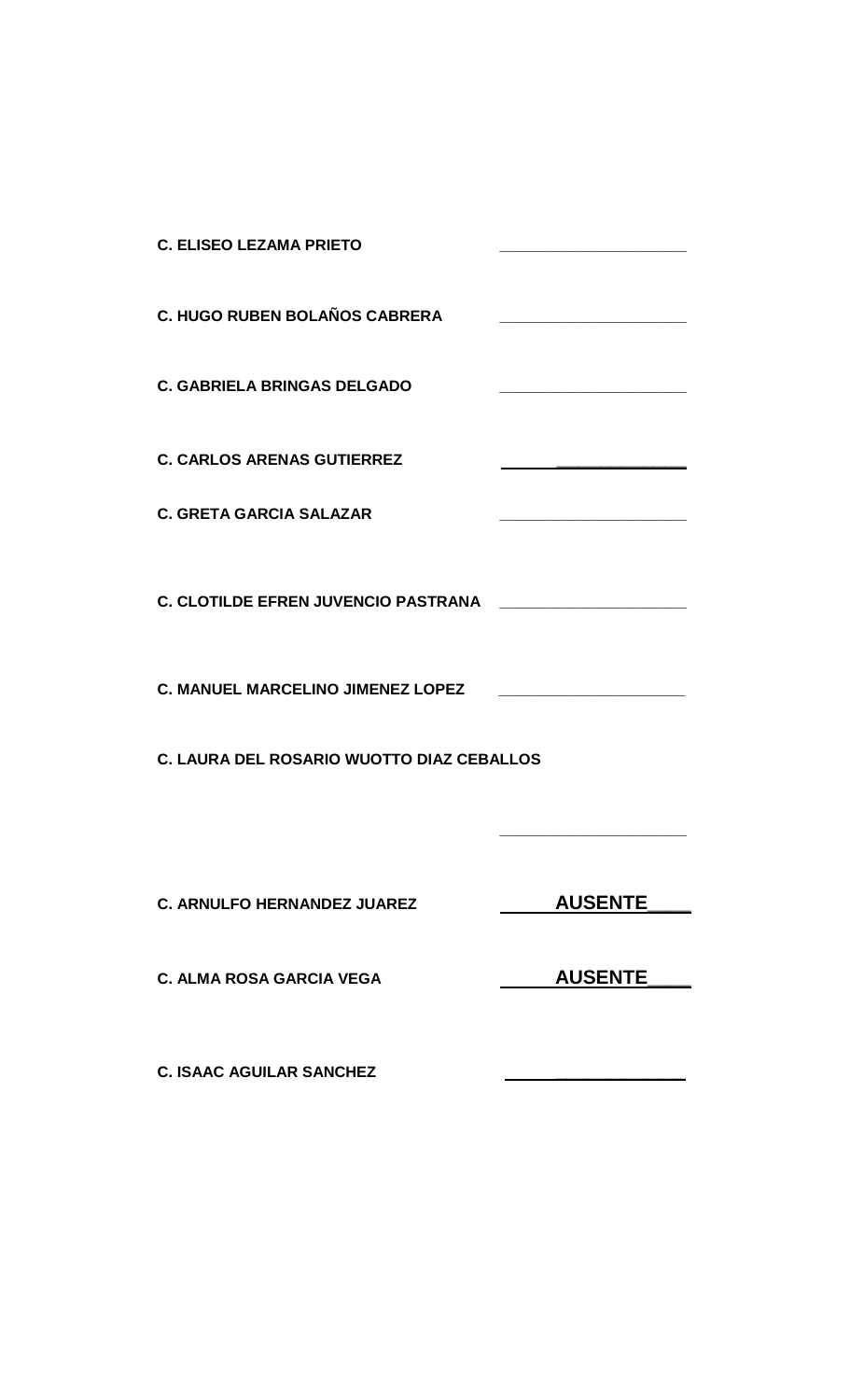**C. ELISEO LEZAMA PRIETO** ______________________

**C. HUGO RUBEN BOLAÑOS CABRERA** ______________________

**C. GABRIELA BRINGAS DELGADO** ______________________

**C. CARLOS ARENAS GUTIERREZ** ______________________

**C. GRETA GARCIA SALAZAR** ______________________

**C. CLOTILDE EFREN JUVENCIO PASTRANA** ______________________

**C. MANUEL MARCELINO JIMENEZ LOPEZ** ______________________

**C. LAURA DEL ROSARIO WUOTTO DIAZ CEBALLOS**

______________________

**C. ARNULFO HERNANDEZ JUAREZ** **AUSENTE____**

**C. ALMA ROSA GARCIA VEGA** **AUSENTE____**

**C. ISAAC AGUILAR SANCHEZ** ______________________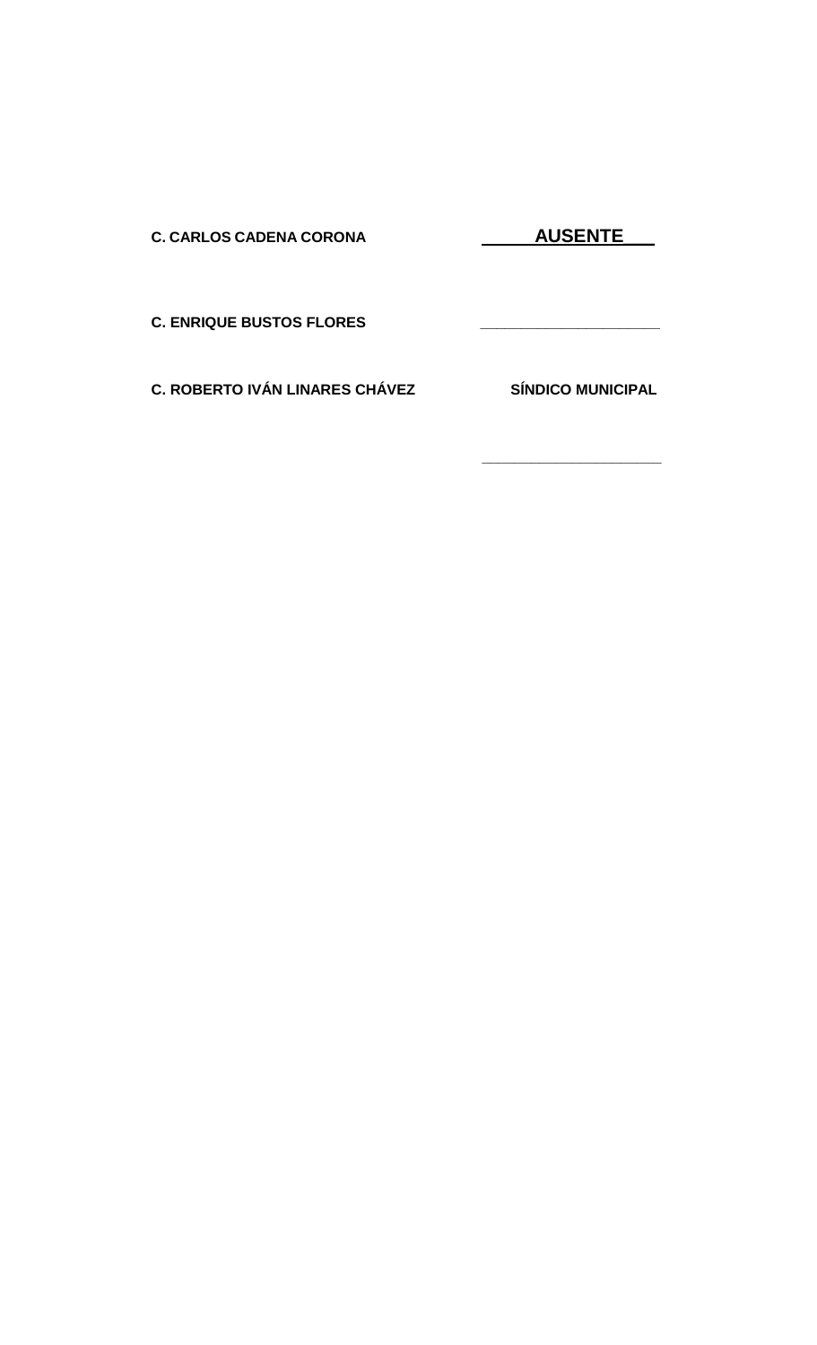**C. CARLOS CADENA CORONA** **AUSENTE**

**C. ENRIQUE BUSTOS FLORES** ______________________

**C. ROBERTO IVÁN LINARES CHÁVEZ** **SÍNDICO MUNICIPAL**

______________________